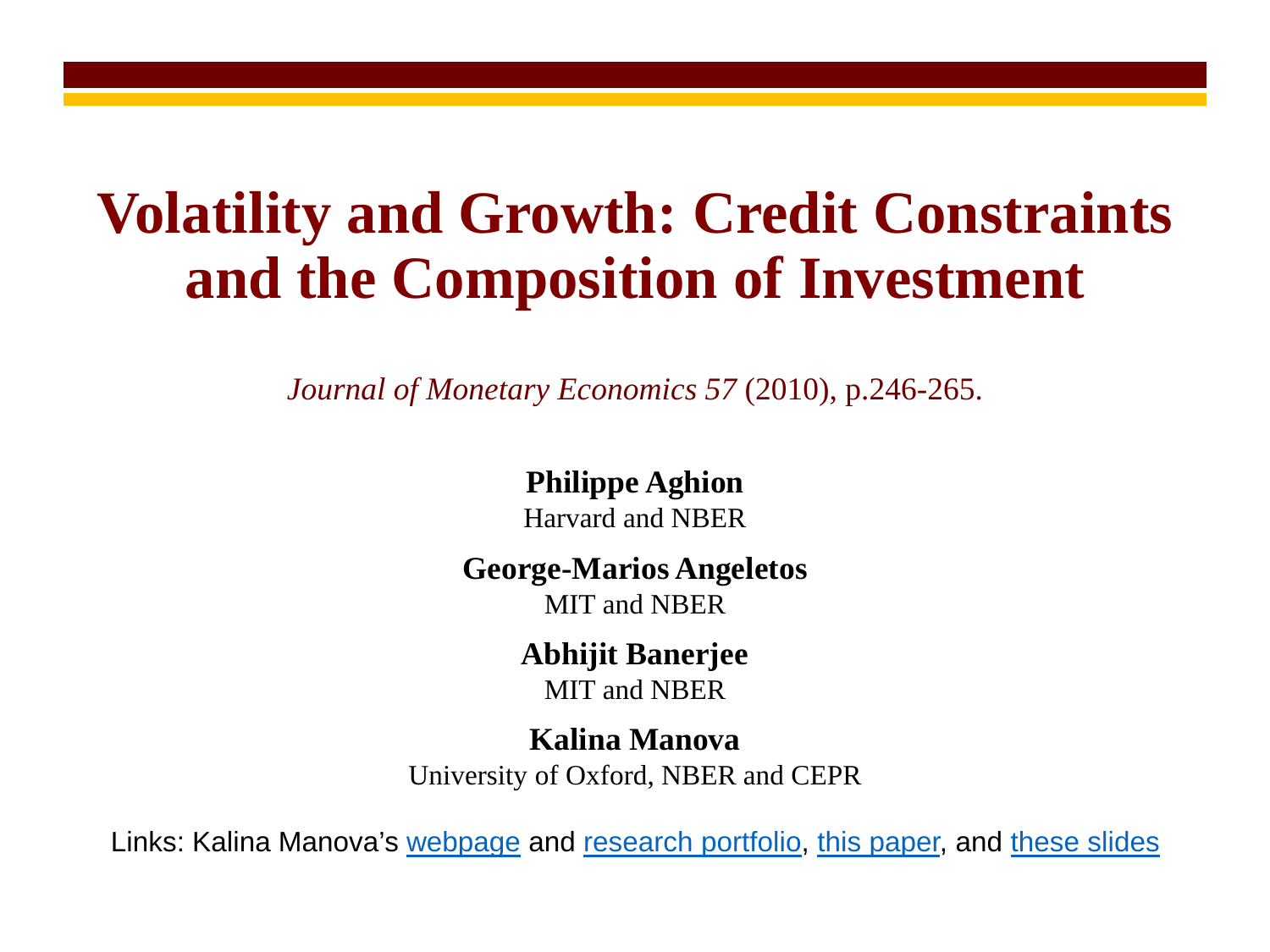# Volatility and Growth: Credit Constraints and the Composition of Investment

*Journal of Monetary Economics 57* (2010), p.246-265.

**Philippe Aghion**
Harvard and NBER

**George-Marios Angeletos**
MIT and NBER

**Abhijit Banerjee**
MIT and NBER

**Kalina Manova**
University of Oxford, NBER and CEPR

Links: Kalina Manova's webpage and research portfolio, this paper, and these slides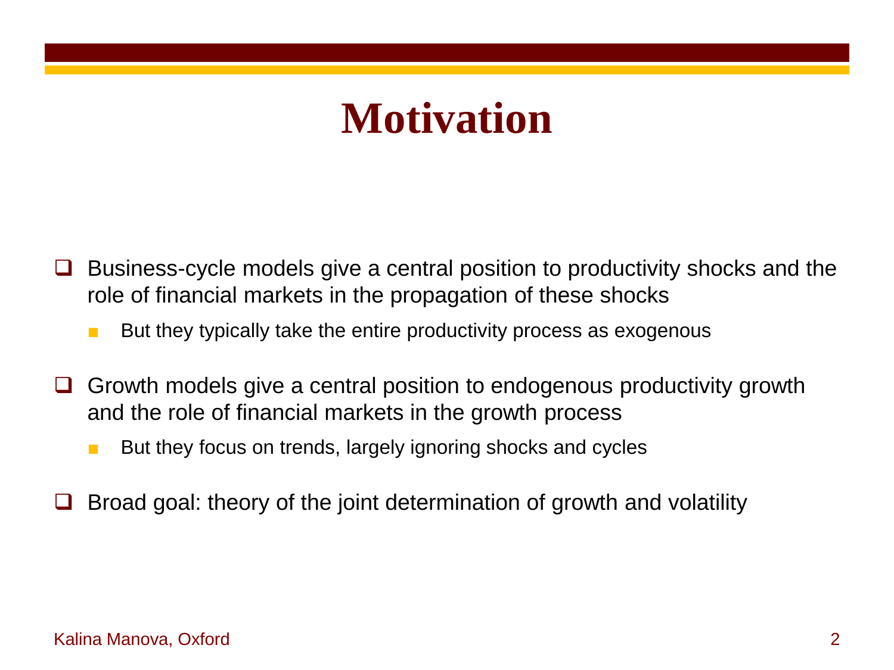# Motivation

- Business-cycle models give a central position to productivity shocks and the role of financial markets in the propagation of these shocks
  - But they typically take the entire productivity process as exogenous
- Growth models give a central position to endogenous productivity growth and the role of financial markets in the growth process
  - But they focus on trends, largely ignoring shocks and cycles
- Broad goal: theory of the joint determination of growth and volatility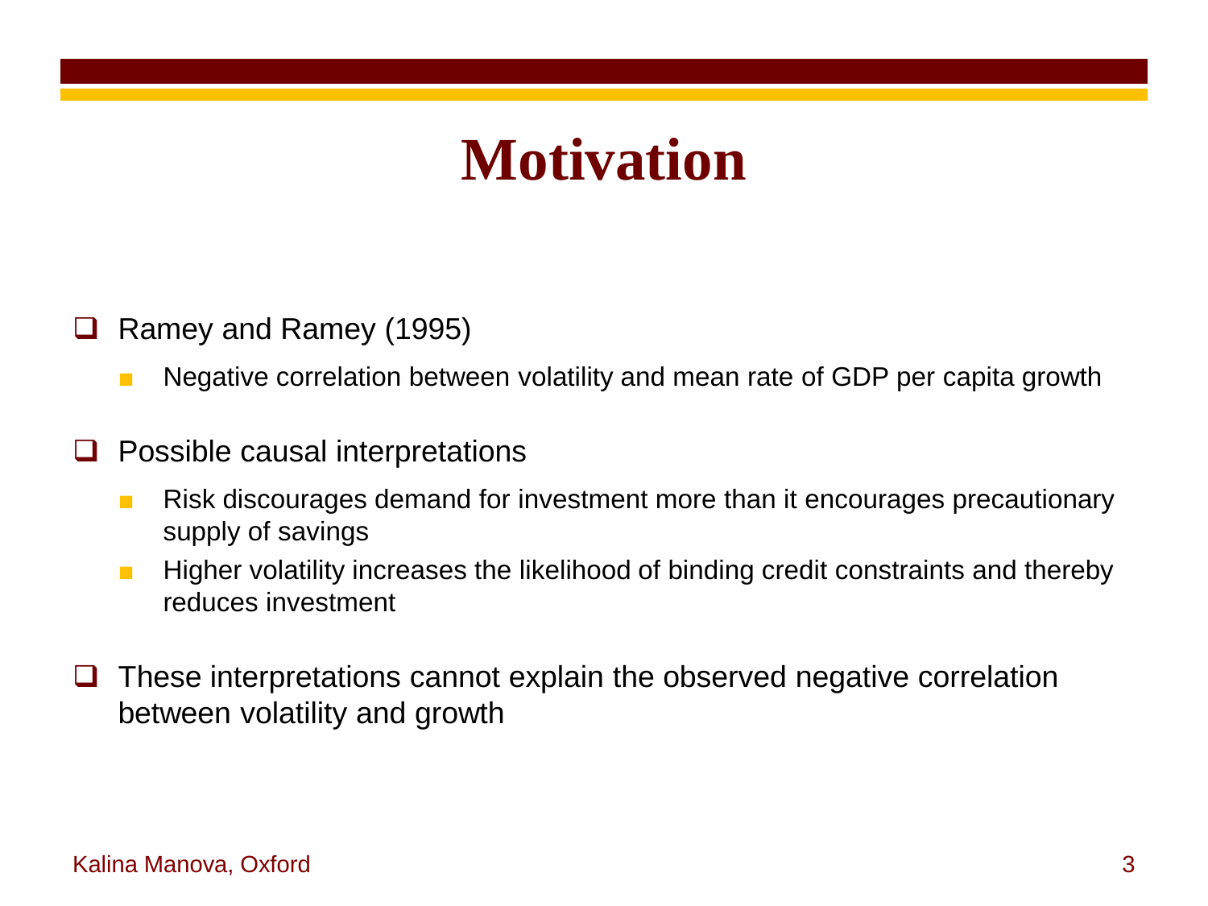# Motivation

- Ramey and Ramey (1995)
  - Negative correlation between volatility and mean rate of GDP per capita growth
- Possible causal interpretations
  - Risk discourages demand for investment more than it encourages precautionary supply of savings
  - Higher volatility increases the likelihood of binding credit constraints and thereby reduces investment
- These interpretations cannot explain the observed negative correlation between volatility and growth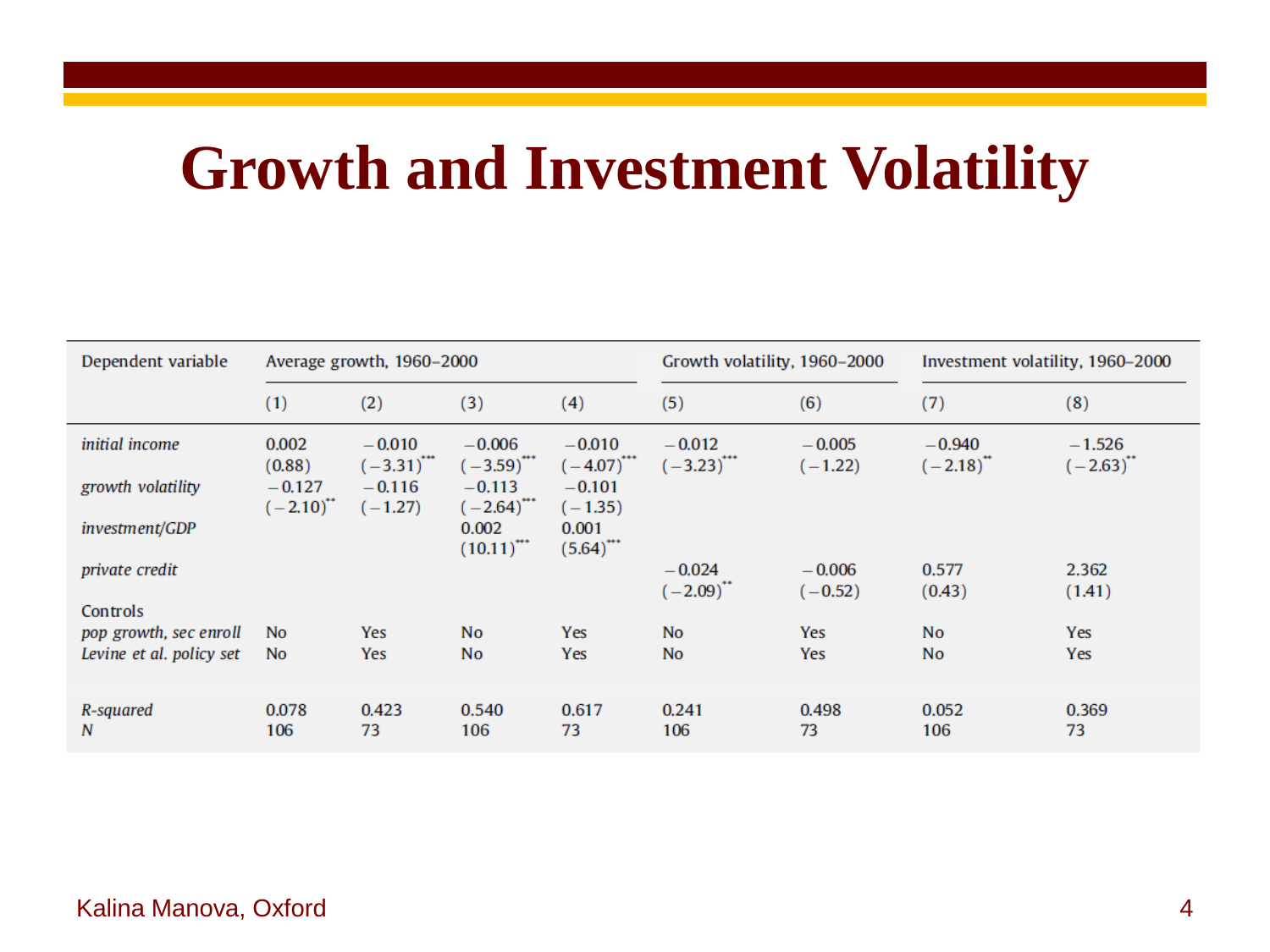# Growth and Investment Volatility

| Dependent variable | Average growth, 1960–2000 | | | | Growth volatility, 1960–2000 | | Investment volatility, 1960–2000 | |
|---|---|---|---|---|---|---|---|---|
| | (1) | (2) | (3) | (4) | (5) | (6) | (7) | (8) |
| *initial income* | 0.002 | −0.010 | −0.006 | −0.010 | −0.012 | −0.005 | −0.940 | −1.526 |
| | (0.88) | (−3.31)*** | (−3.59)*** | (−4.07)*** | (−3.23)*** | (−1.22) | (−2.18)** | (−2.63)** |
| *growth volatility* | −0.127 | −0.116 | −0.113 | −0.101 | | | | |
| | (−2.10)** | (−1.27) | (−2.64)*** | (−1.35) | | | | |
| *investment/GDP* | | | 0.002 | 0.001 | | | | |
| | | | (10.11)*** | (5.64)*** | | | | |
| *private credit* | | | | | −0.024 | −0.006 | 0.577 | 2.362 |
| | | | | | (−2.09)** | (−0.52) | (0.43) | (1.41) |
| Controls | | | | | | | | |
| *pop growth, sec enroll* | No | Yes | No | Yes | No | Yes | No | Yes |
| *Levine et al. policy set* | No | Yes | No | Yes | No | Yes | No | Yes |
| *R-squared* | 0.078 | 0.423 | 0.540 | 0.617 | 0.241 | 0.498 | 0.052 | 0.369 |
| *N* | 106 | 73 | 106 | 73 | 106 | 73 | 106 | 73 |

Kalina Manova, Oxford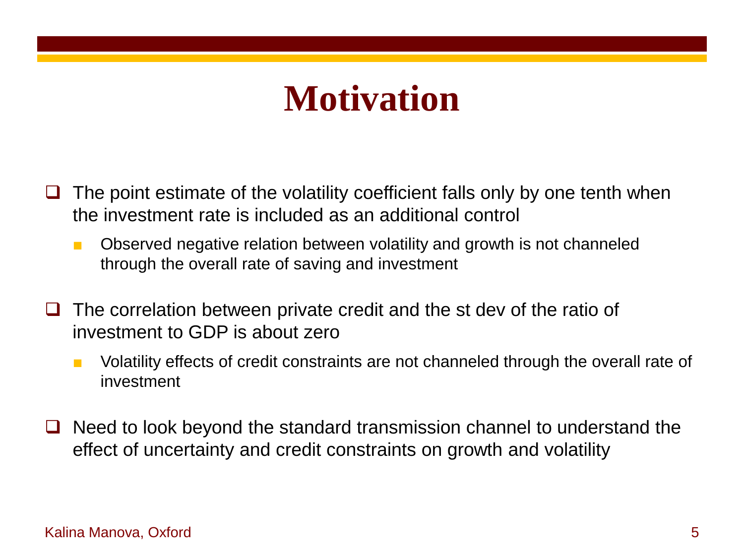# Motivation

- The point estimate of the volatility coefficient falls only by one tenth when the investment rate is included as an additional control
  - Observed negative relation between volatility and growth is not channeled through the overall rate of saving and investment

- The correlation between private credit and the st dev of the ratio of investment to GDP is about zero
  - Volatility effects of credit constraints are not channeled through the overall rate of investment

- Need to look beyond the standard transmission channel to understand the effect of uncertainty and credit constraints on growth and volatility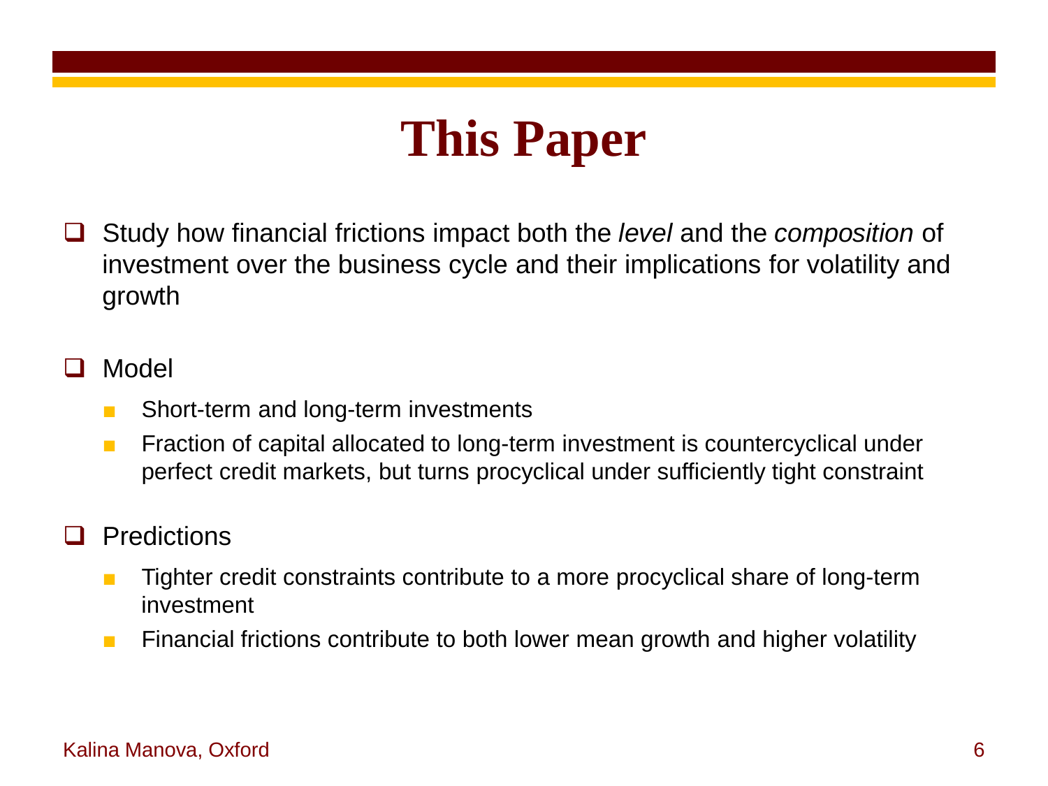# This Paper

- Study how financial frictions impact both the *level* and the *composition* of investment over the business cycle and their implications for volatility and growth

- Model
  - Short-term and long-term investments
  - Fraction of capital allocated to long-term investment is countercyclical under perfect credit markets, but turns procyclical under sufficiently tight constraint

- Predictions
  - Tighter credit constraints contribute to a more procyclical share of long-term investment
  - Financial frictions contribute to both lower mean growth and higher volatility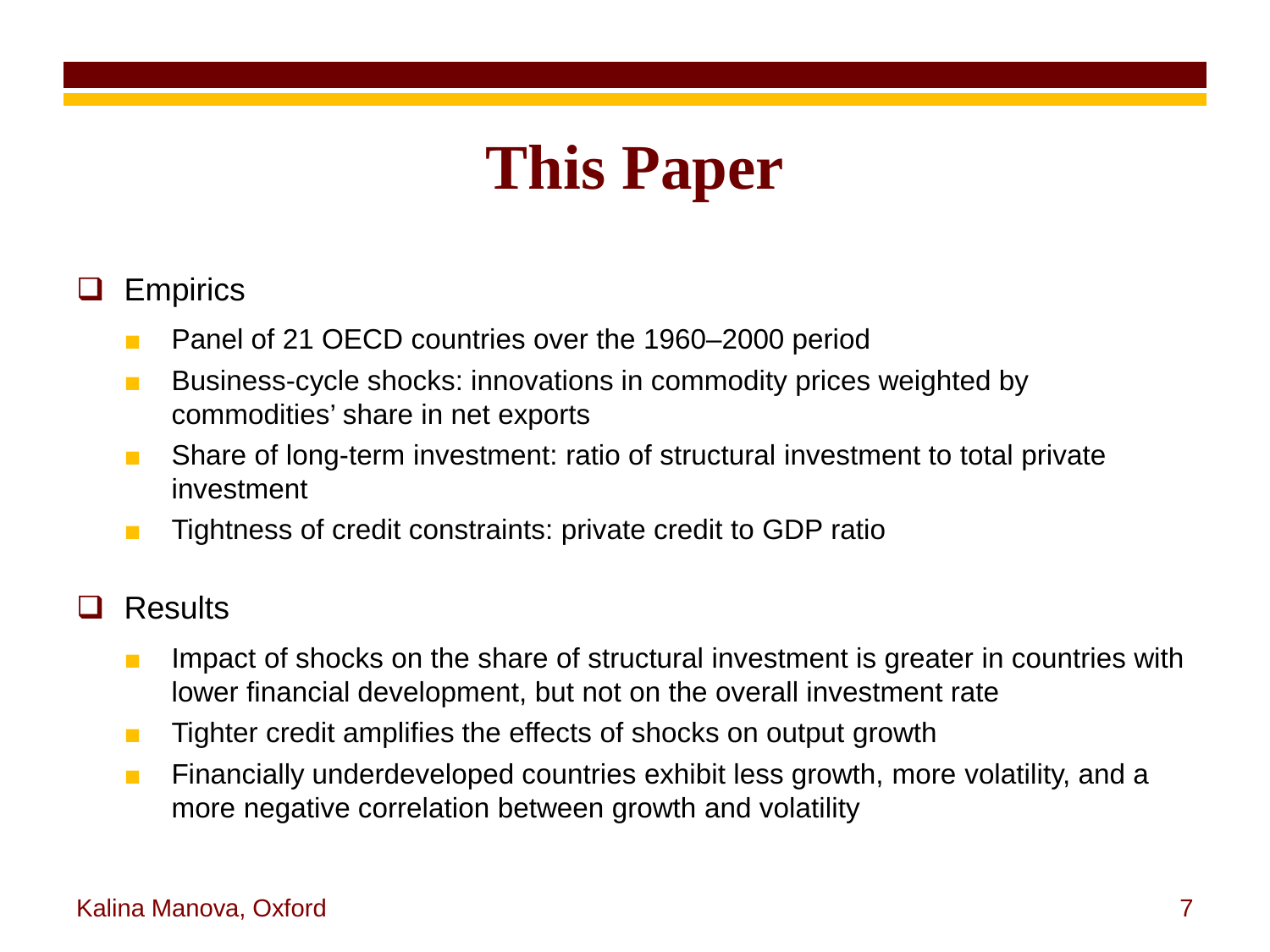# This Paper

- Empirics
  - Panel of 21 OECD countries over the 1960–2000 period
  - Business-cycle shocks: innovations in commodity prices weighted by commodities' share in net exports
  - Share of long-term investment: ratio of structural investment to total private investment
  - Tightness of credit constraints: private credit to GDP ratio

- Results
  - Impact of shocks on the share of structural investment is greater in countries with lower financial development, but not on the overall investment rate
  - Tighter credit amplifies the effects of shocks on output growth
  - Financially underdeveloped countries exhibit less growth, more volatility, and a more negative correlation between growth and volatility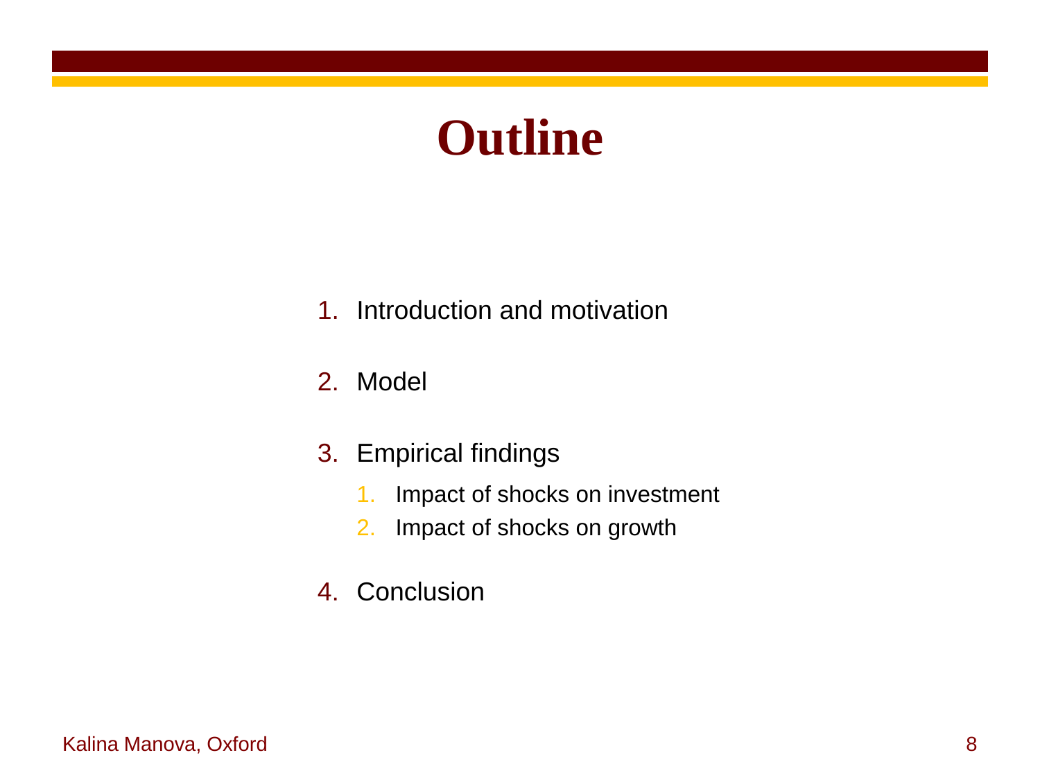# Outline

1. Introduction and motivation
2. Model
3. Empirical findings
   1. Impact of shocks on investment
   2. Impact of shocks on growth
4. Conclusion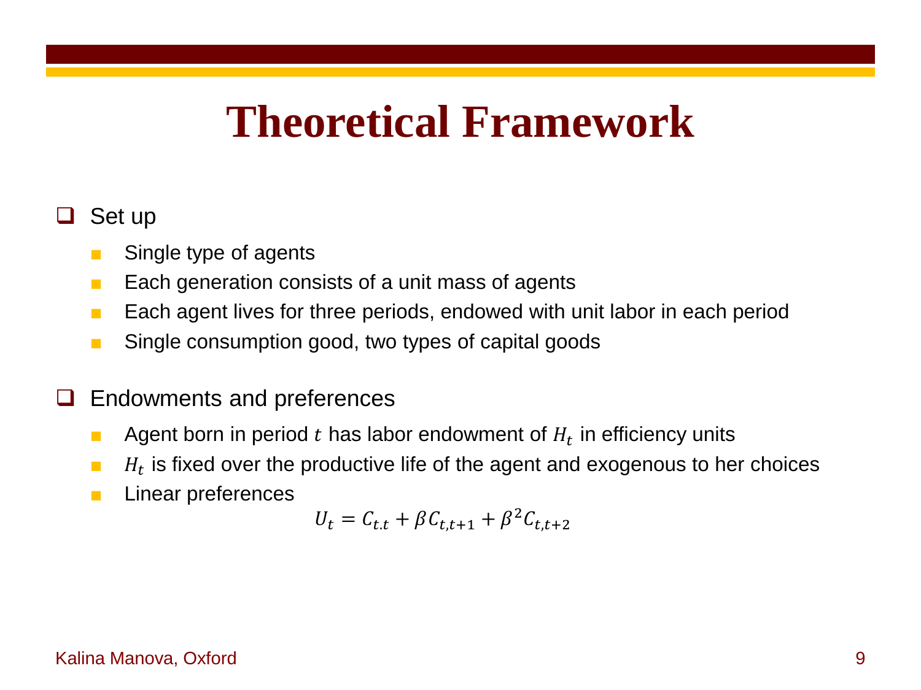# Theoretical Framework

- Set up
  - Single type of agents
  - Each generation consists of a unit mass of agents
  - Each agent lives for three periods, endowed with unit labor in each period
  - Single consumption good, two types of capital goods

- Endowments and preferences
  - Agent born in period $t$ has labor endowment of $H_t$ in efficiency units
  - $H_t$ is fixed over the productive life of the agent and exogenous to her choices
  - Linear preferences

$$U_t = C_{t.t} + \beta C_{t,t+1} + \beta^2 C_{t,t+2}$$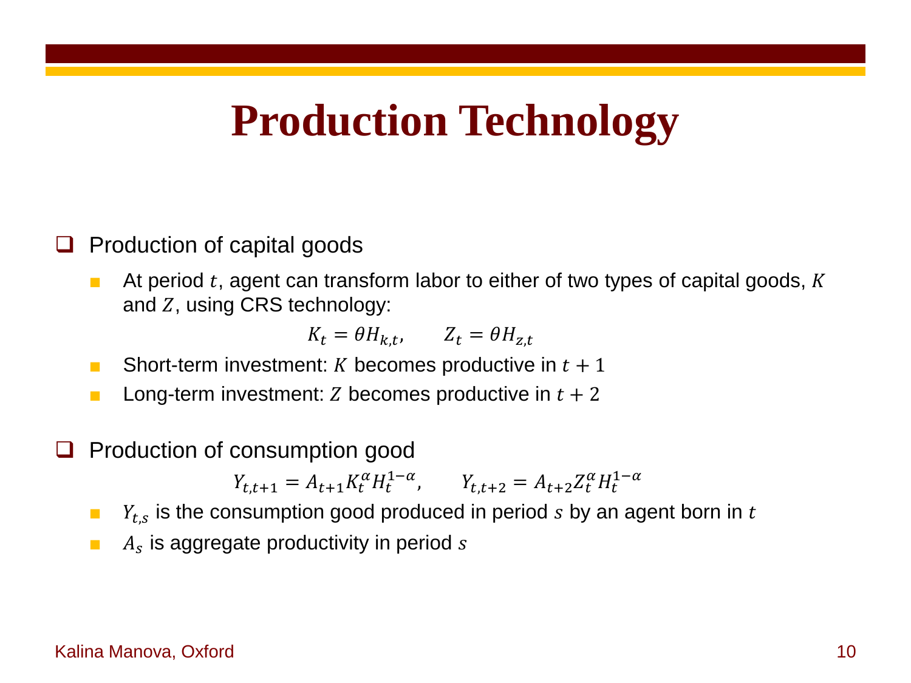# Production Technology

- Production of capital goods
  - At period $t$, agent can transform labor to either of two types of capital goods, $K$ and $Z$, using CRS technology:

$$K_t = \theta H_{k,t}, \qquad Z_t = \theta H_{z,t}$$

  - Short-term investment: $K$ becomes productive in $t+1$
  - Long-term investment: $Z$ becomes productive in $t+2$

- Production of consumption good

$$Y_{t,t+1} = A_{t+1} K_t^{\alpha} H_t^{1-\alpha}, \qquad Y_{t,t+2} = A_{t+2} Z_t^{\alpha} H_t^{1-\alpha}$$

  - $Y_{t,s}$ is the consumption good produced in period $s$ by an agent born in $t$
  - $A_s$ is aggregate productivity in period $s$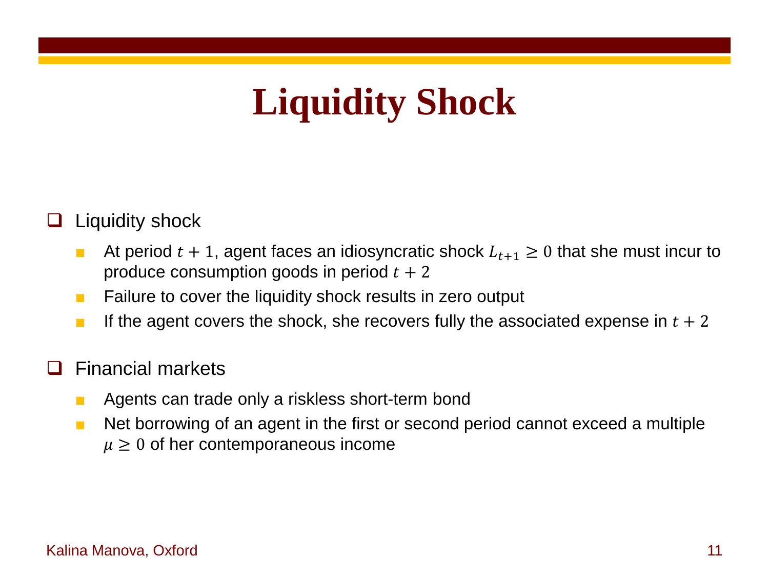# Liquidity Shock

- Liquidity shock
  - At period $t+1$, agent faces an idiosyncratic shock $L_{t+1} \geq 0$ that she must incur to produce consumption goods in period $t+2$
  - Failure to cover the liquidity shock results in zero output
  - If the agent covers the shock, she recovers fully the associated expense in $t+2$

- Financial markets
  - Agents can trade only a riskless short-term bond
  - Net borrowing of an agent in the first or second period cannot exceed a multiple $\mu \geq 0$ of her contemporaneous income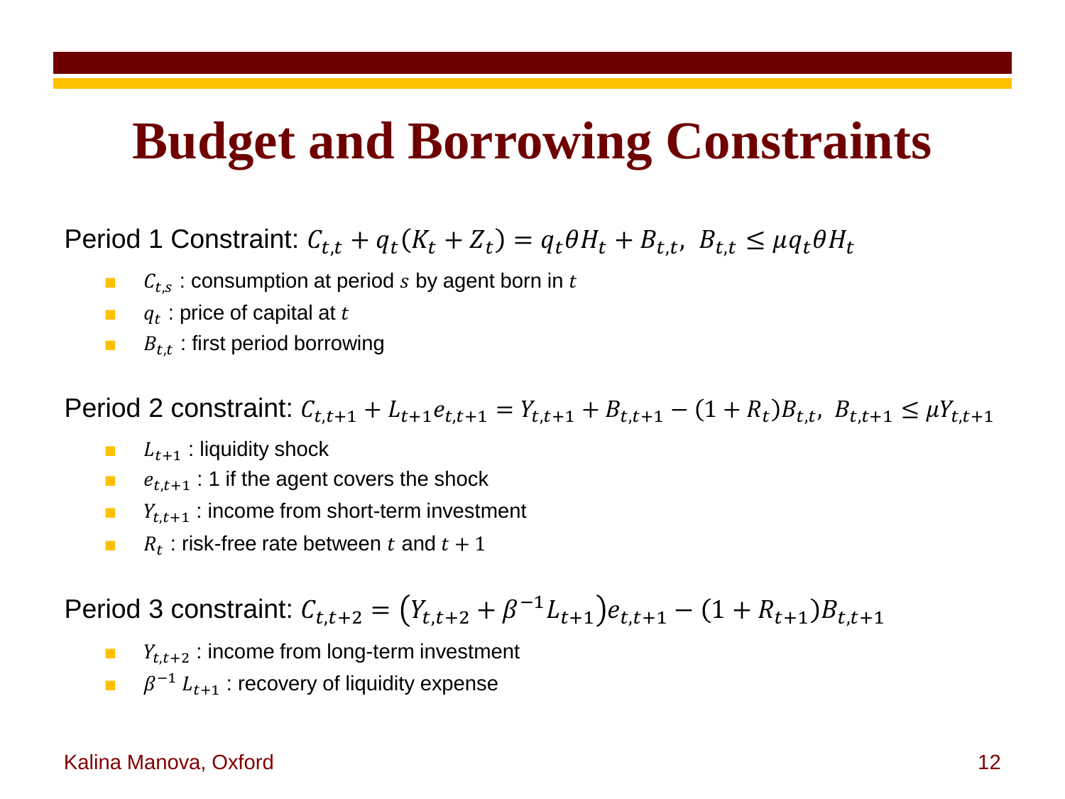# Budget and Borrowing Constraints

Period 1 Constraint: $C_{t,t} + q_t(K_t + Z_t) = q_t\theta H_t + B_{t,t},\ B_{t,t} \leq \mu q_t \theta H_t$

- $C_{t,s}$ : consumption at period $s$ by agent born in $t$
- $q_t$ : price of capital at $t$
- $B_{t,t}$ : first period borrowing

Period 2 constraint: $C_{t,t+1} + L_{t+1}e_{t,t+1} = Y_{t,t+1} + B_{t,t+1} - (1 + R_t)B_{t,t},\ B_{t,t+1} \leq \mu Y_{t,t+1}$

- $L_{t+1}$ : liquidity shock
- $e_{t,t+1}$ : 1 if the agent covers the shock
- $Y_{t,t+1}$ : income from short-term investment
- $R_t$ : risk-free rate between $t$ and $t + 1$

Period 3 constraint: $C_{t,t+2} = \left(Y_{t,t+2} + \beta^{-1}L_{t+1}\right)e_{t,t+1} - (1 + R_{t+1})B_{t,t+1}$

- $Y_{t,t+2}$ : income from long-term investment
- $\beta^{-1}\, L_{t+1}$ : recovery of liquidity expense

Kalina Manova, Oxford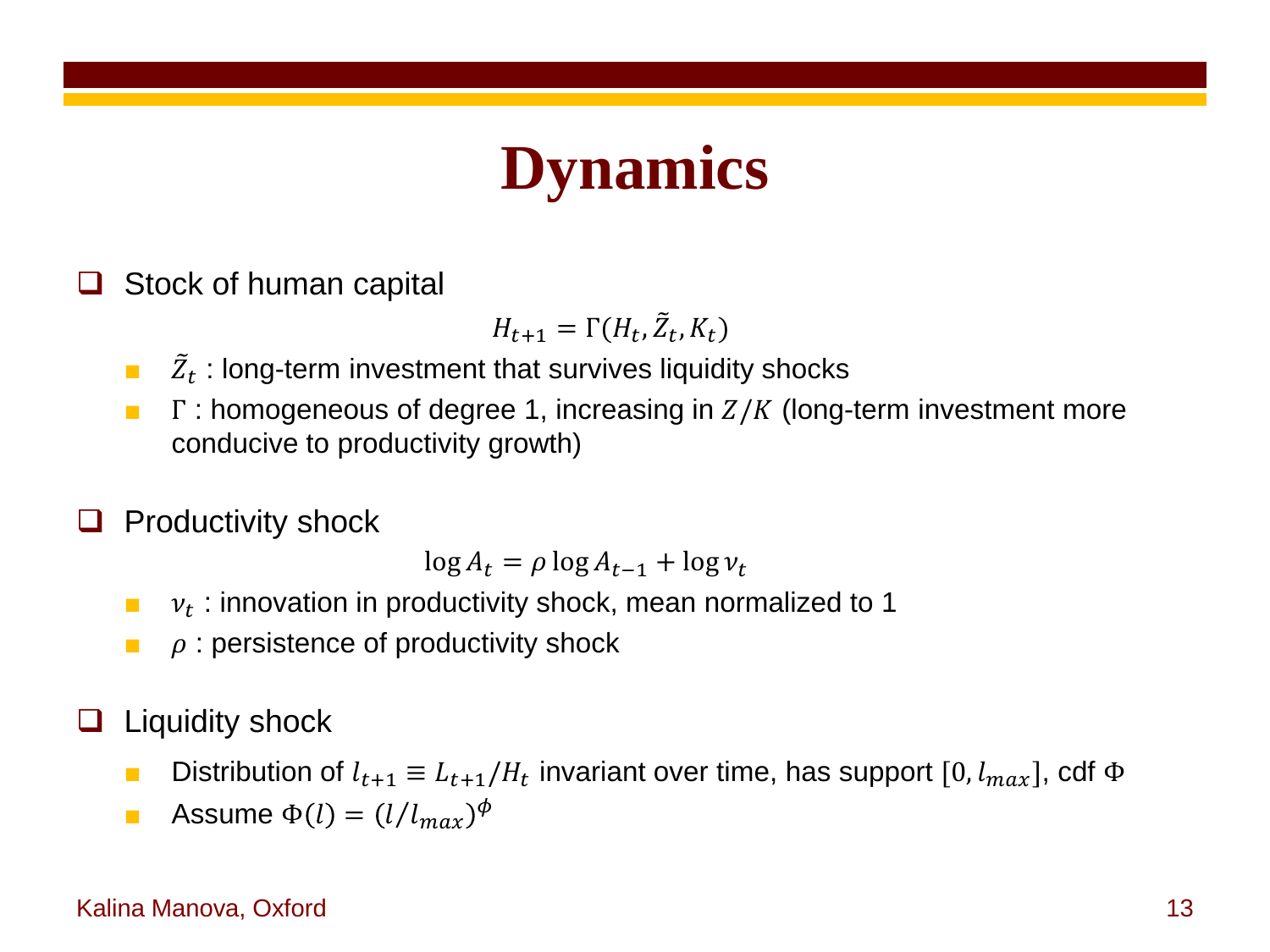# Dynamics

- Stock of human capital

$$H_{t+1} = \Gamma(H_t, \tilde{Z}_t, K_t)$$

  - $\tilde{Z}_t$ : long-term investment that survives liquidity shocks
  - $\Gamma$ : homogeneous of degree 1, increasing in $Z/K$ (long-term investment more conducive to productivity growth)

- Productivity shock

$$\log A_t = \rho \log A_{t-1} + \log \nu_t$$

  - $\nu_t$ : innovation in productivity shock, mean normalized to 1
  - $\rho$ : persistence of productivity shock

- Liquidity shock
  - Distribution of $l_{t+1} \equiv L_{t+1}/H_t$ invariant over time, has support $[0, l_{max}]$, cdf $\Phi$
  - Assume $\Phi(l) = (l/l_{max})^{\phi}$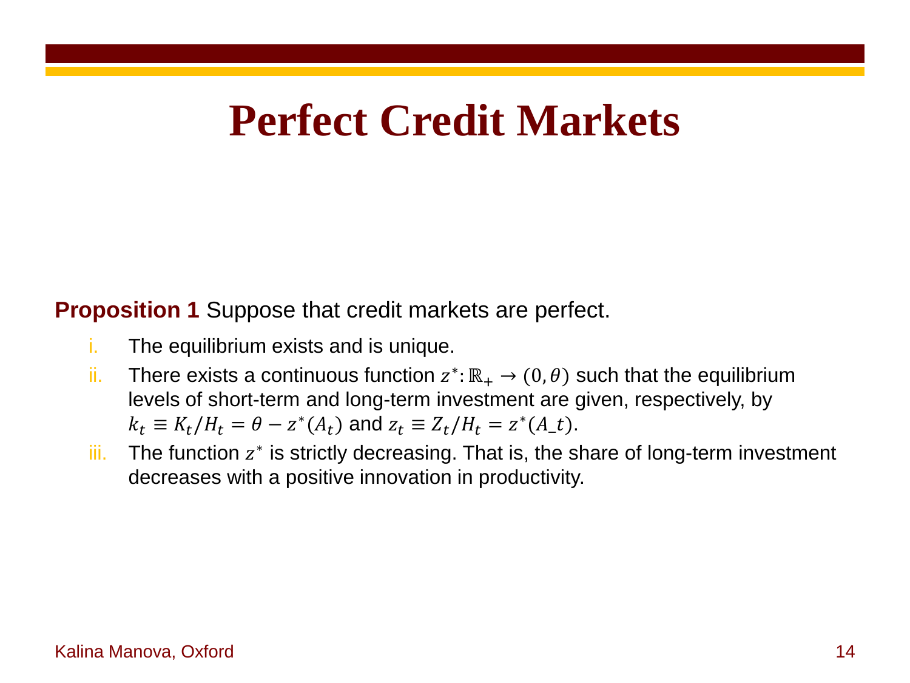# Perfect Credit Markets

**Proposition 1** Suppose that credit markets are perfect.

i. The equilibrium exists and is unique.
ii. There exists a continuous function $z^*: \mathbb{R}_+ \rightarrow (0, \theta)$ such that the equilibrium levels of short-term and long-term investment are given, respectively, by $k_t \equiv K_t/H_t = \theta - z^*(A_t)$ and $z_t \equiv Z_t/H_t = z^*(A\_t)$.
iii. The function $z^*$ is strictly decreasing. That is, the share of long-term investment decreases with a positive innovation in productivity.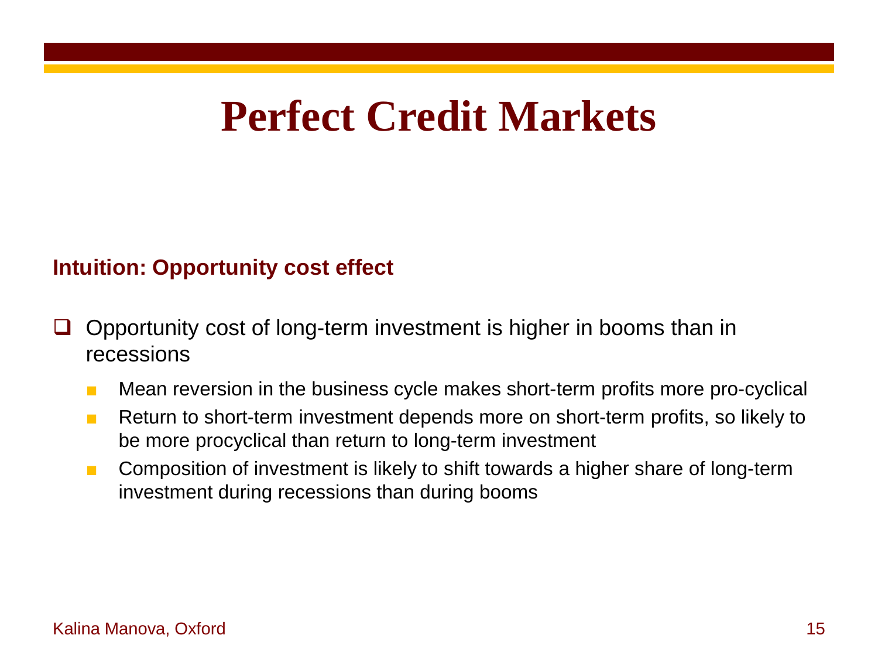# Perfect Credit Markets

**Intuition: Opportunity cost effect**

- Opportunity cost of long-term investment is higher in booms than in recessions
  - Mean reversion in the business cycle makes short-term profits more pro-cyclical
  - Return to short-term investment depends more on short-term profits, so likely to be more procyclical than return to long-term investment
  - Composition of investment is likely to shift towards a higher share of long-term investment during recessions than during booms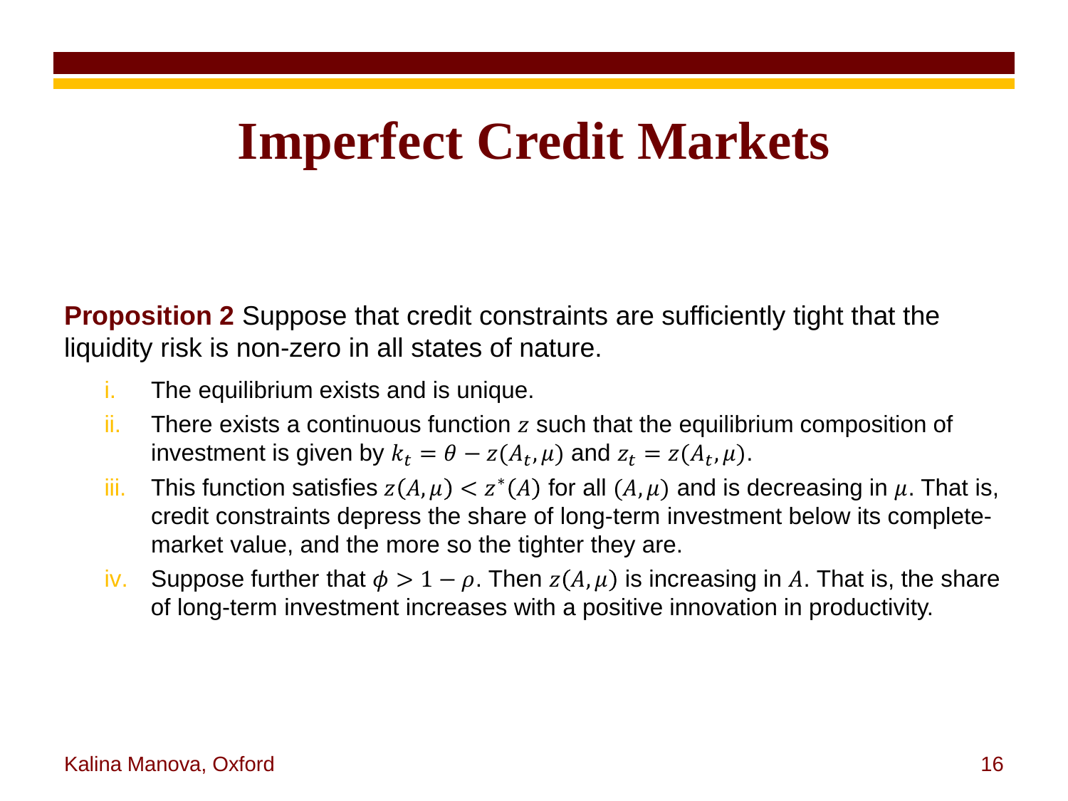# Imperfect Credit Markets

**Proposition 2** Suppose that credit constraints are sufficiently tight that the liquidity risk is non-zero in all states of nature.

i. The equilibrium exists and is unique.
ii. There exists a continuous function $z$ such that the equilibrium composition of investment is given by $k_t = \theta - z(A_t, \mu)$ and $z_t = z(A_t, \mu)$.
iii. This function satisfies $z(A, \mu) < z^*(A)$ for all $(A, \mu)$ and is decreasing in $\mu$. That is, credit constraints depress the share of long-term investment below its complete-market value, and the more so the tighter they are.
iv. Suppose further that $\phi > 1 - \rho$. Then $z(A, \mu)$ is increasing in $A$. That is, the share of long-term investment increases with a positive innovation in productivity.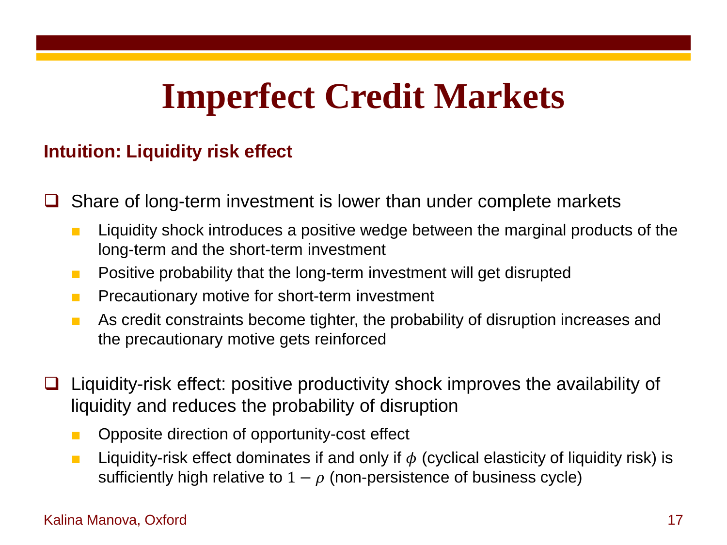# Imperfect Credit Markets

**Intuition: Liquidity risk effect**

- Share of long-term investment is lower than under complete markets
  - Liquidity shock introduces a positive wedge between the marginal products of the long-term and the short-term investment
  - Positive probability that the long-term investment will get disrupted
  - Precautionary motive for short-term investment
  - As credit constraints become tighter, the probability of disruption increases and the precautionary motive gets reinforced

- Liquidity-risk effect: positive productivity shock improves the availability of liquidity and reduces the probability of disruption
  - Opposite direction of opportunity-cost effect
  - Liquidity-risk effect dominates if and only if $\phi$ (cyclical elasticity of liquidity risk) is sufficiently high relative to $1 - \rho$ (non-persistence of business cycle)

Kalina Manova, Oxford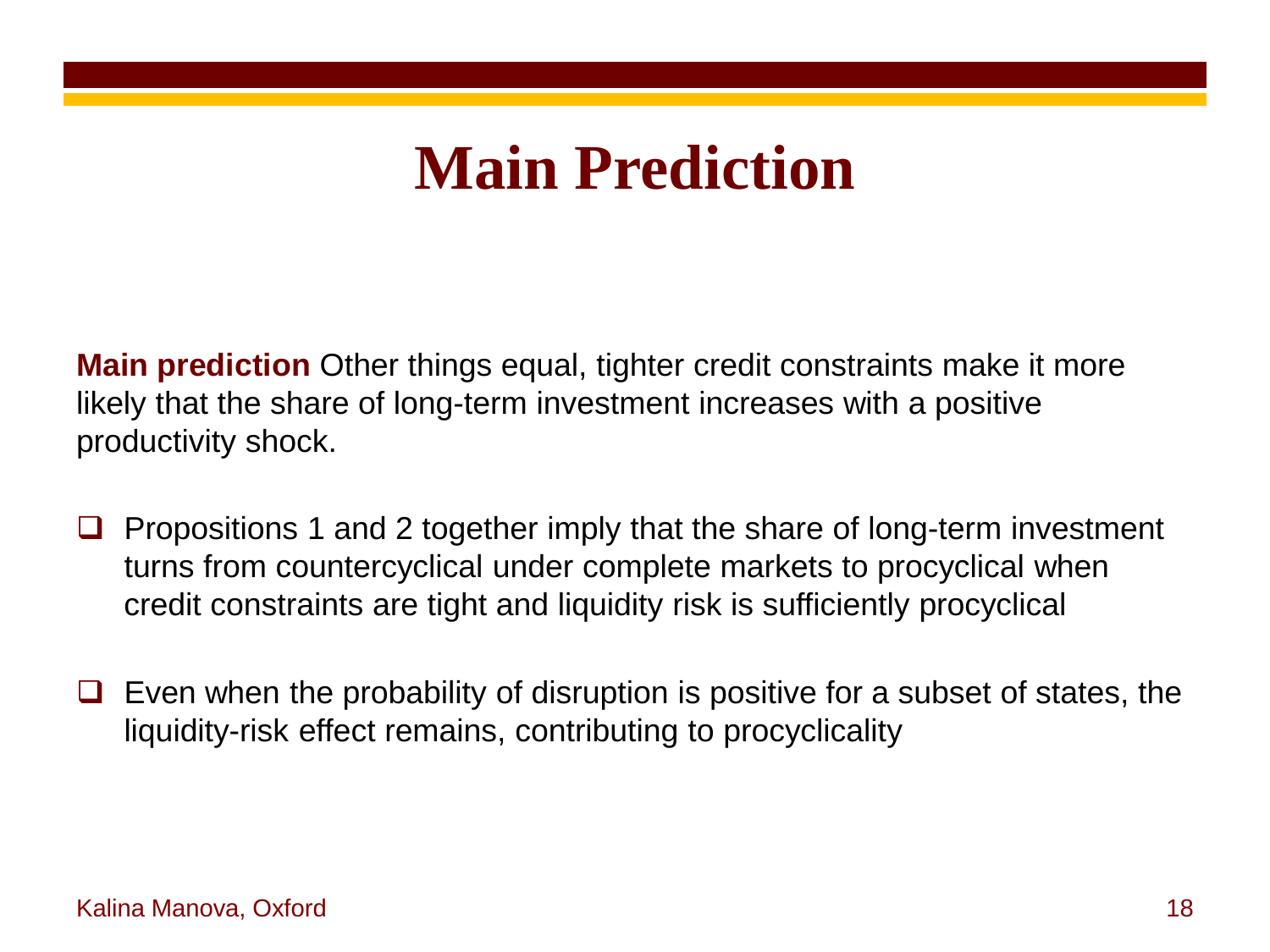# Main Prediction

**Main prediction** Other things equal, tighter credit constraints make it more likely that the share of long-term investment increases with a positive productivity shock.

- Propositions 1 and 2 together imply that the share of long-term investment turns from countercyclical under complete markets to procyclical when credit constraints are tight and liquidity risk is sufficiently procyclical

- Even when the probability of disruption is positive for a subset of states, the liquidity-risk effect remains, contributing to procyclicality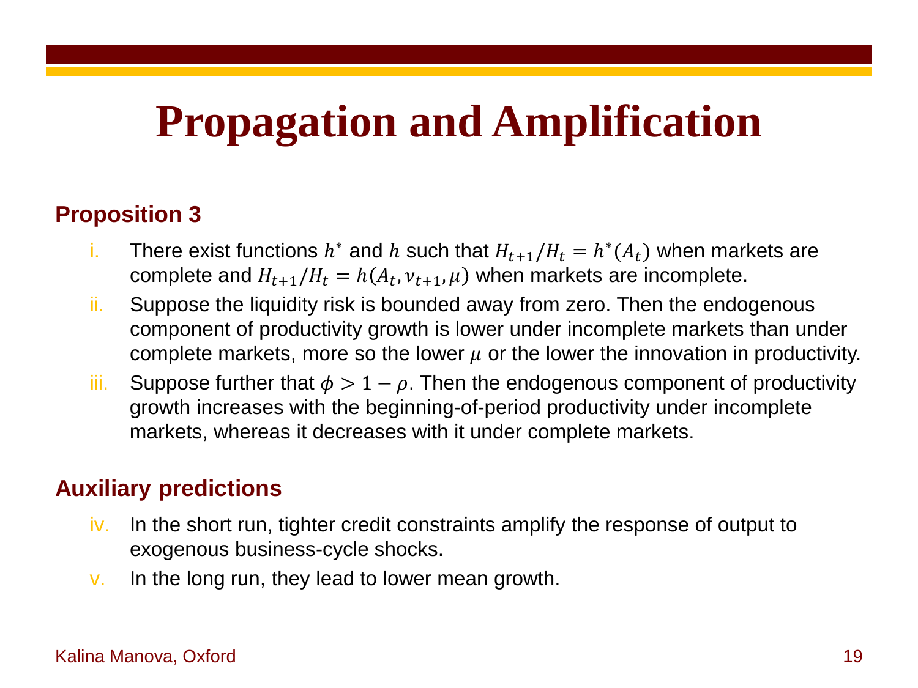# Propagation and Amplification

**Proposition 3**

i. There exist functions $h^*$ and $h$ such that $H_{t+1}/H_t = h^*(A_t)$ when markets are complete and $H_{t+1}/H_t = h(A_t, \nu_{t+1}, \mu)$ when markets are incomplete.

ii. Suppose the liquidity risk is bounded away from zero. Then the endogenous component of productivity growth is lower under incomplete markets than under complete markets, more so the lower $\mu$ or the lower the innovation in productivity.

iii. Suppose further that $\phi > 1 - \rho$. Then the endogenous component of productivity growth increases with the beginning-of-period productivity under incomplete markets, whereas it decreases with it under complete markets.

**Auxiliary predictions**

iv. In the short run, tighter credit constraints amplify the response of output to exogenous business-cycle shocks.

v. In the long run, they lead to lower mean growth.

Kalina Manova, Oxford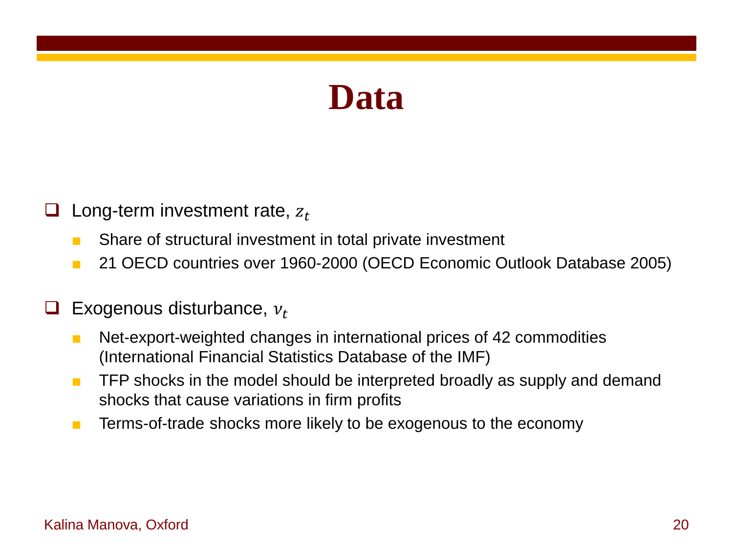# Data

- Long-term investment rate, $z_t$
  - Share of structural investment in total private investment
  - 21 OECD countries over 1960-2000 (OECD Economic Outlook Database 2005)

- Exogenous disturbance, $\nu_t$
  - Net-export-weighted changes in international prices of 42 commodities (International Financial Statistics Database of the IMF)
  - TFP shocks in the model should be interpreted broadly as supply and demand shocks that cause variations in firm profits
  - Terms-of-trade shocks more likely to be exogenous to the economy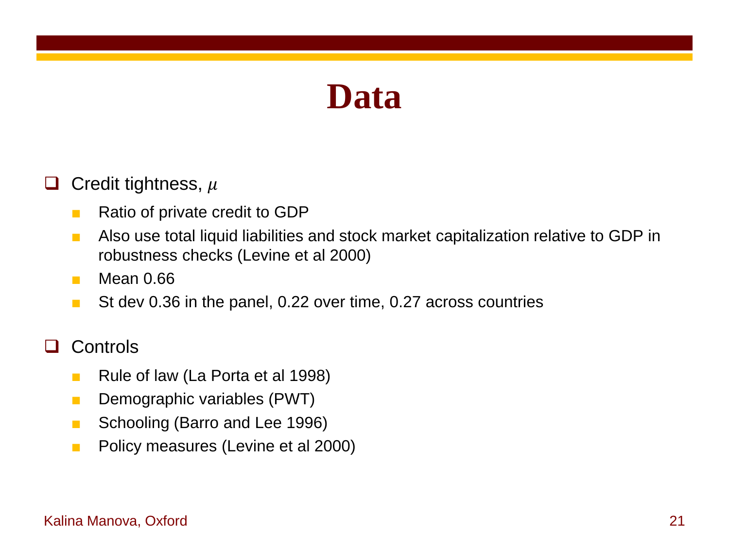# Data

- Credit tightness, $\mu$
  - Ratio of private credit to GDP
  - Also use total liquid liabilities and stock market capitalization relative to GDP in robustness checks (Levine et al 2000)
  - Mean 0.66
  - St dev 0.36 in the panel, 0.22 over time, 0.27 across countries

- Controls
  - Rule of law (La Porta et al 1998)
  - Demographic variables (PWT)
  - Schooling (Barro and Lee 1996)
  - Policy measures (Levine et al 2000)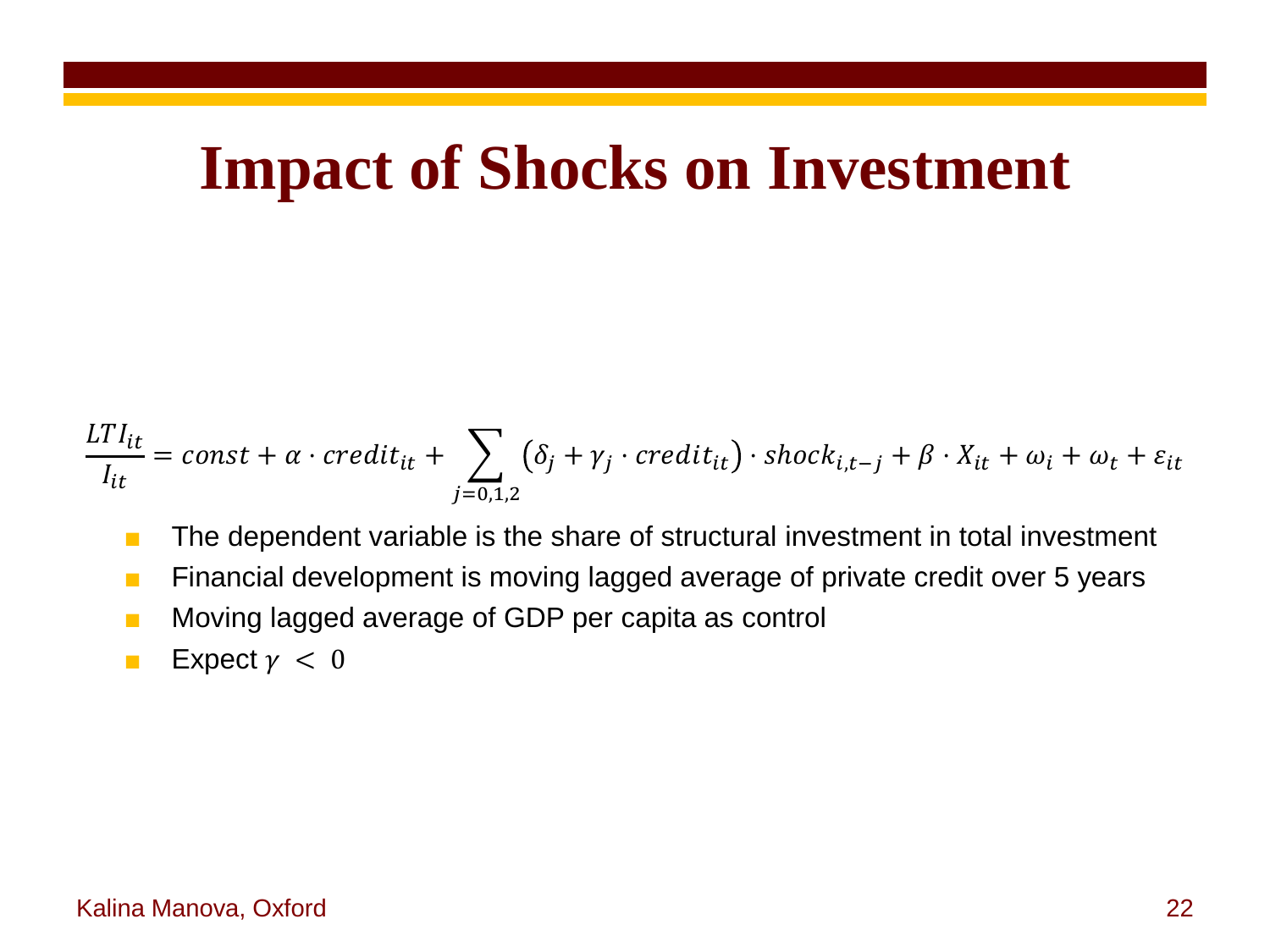# Impact of Shocks on Investment

$$\frac{LTI_{it}}{I_{it}} = const + \alpha \cdot credit_{it} + \sum_{j=0,1,2} \left(\delta_j + \gamma_j \cdot credit_{it}\right) \cdot shock_{i,t-j} + \beta \cdot X_{it} + \omega_i + \omega_t + \varepsilon_{it}$$

- The dependent variable is the share of structural investment in total investment
- Financial development is moving lagged average of private credit over 5 years
- Moving lagged average of GDP per capita as control
- Expect $\gamma < 0$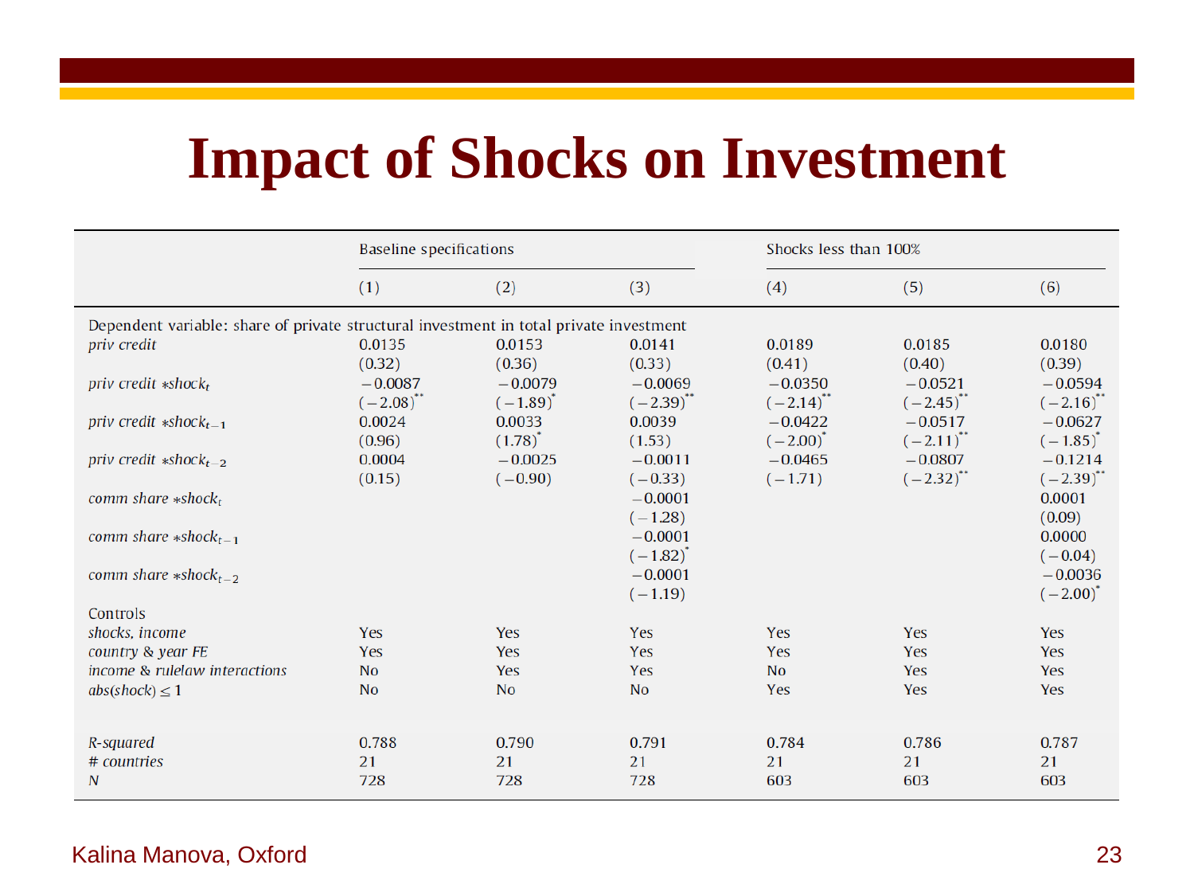# Impact of Shocks on Investment

| | Baseline specifications | | | Shocks less than 100% | | |
|---|---|---|---|---|---|---|
| | (1) | (2) | (3) | (4) | (5) | (6) |
| Dependent variable: share of private structural investment in total private investment | | | | | | |
| *priv credit* | 0.0135 | 0.0153 | 0.0141 | 0.0189 | 0.0185 | 0.0180 |
| | (0.32) | (0.36) | (0.33) | (0.41) | (0.40) | (0.39) |
| *priv credit* $*shock_t$ | −0.0087 | −0.0079 | −0.0069 | −0.0350 | −0.0521 | −0.0594 |
| | (−2.08)** | (−1.89)* | (−2.39)** | (−2.14)** | (−2.45)** | (−2.16)** |
| *priv credit* $*shock_{t-1}$ | 0.0024 | 0.0033 | 0.0039 | −0.0422 | −0.0517 | −0.0627 |
| | (0.96) | (1.78)* | (1.53) | (−2.00)* | (−2.11)** | (−1.85)* |
| *priv credit* $*shock_{t-2}$ | 0.0004 | −0.0025 | −0.0011 | −0.0465 | −0.0807 | −0.1214 |
| | (0.15) | (−0.90) | (−0.33) | (−1.71) | (−2.32)** | (−2.39)** |
| *comm share* $*shock_t$ | | | −0.0001 | | | 0.0001 |
| | | | (−1.28) | | | (0.09) |
| *comm share* $*shock_{t-1}$ | | | −0.0001 | | | 0.0000 |
| | | | (−1.82)* | | | (−0.04) |
| *comm share* $*shock_{t-2}$ | | | −0.0001 | | | −0.0036 |
| | | | (−1.19) | | | (−2.00)* |
| Controls | | | | | | |
| *shocks, income* | Yes | Yes | Yes | Yes | Yes | Yes |
| *country & year FE* | Yes | Yes | Yes | Yes | Yes | Yes |
| *income & rulelaw interactions* | No | Yes | Yes | No | Yes | Yes |
| $abs(shock) \leq 1$ | No | No | No | Yes | Yes | Yes |
| *R-squared* | 0.788 | 0.790 | 0.791 | 0.784 | 0.786 | 0.787 |
| *# countries* | 21 | 21 | 21 | 21 | 21 | 21 |
| *N* | 728 | 728 | 728 | 603 | 603 | 603 |

Kalina Manova, Oxford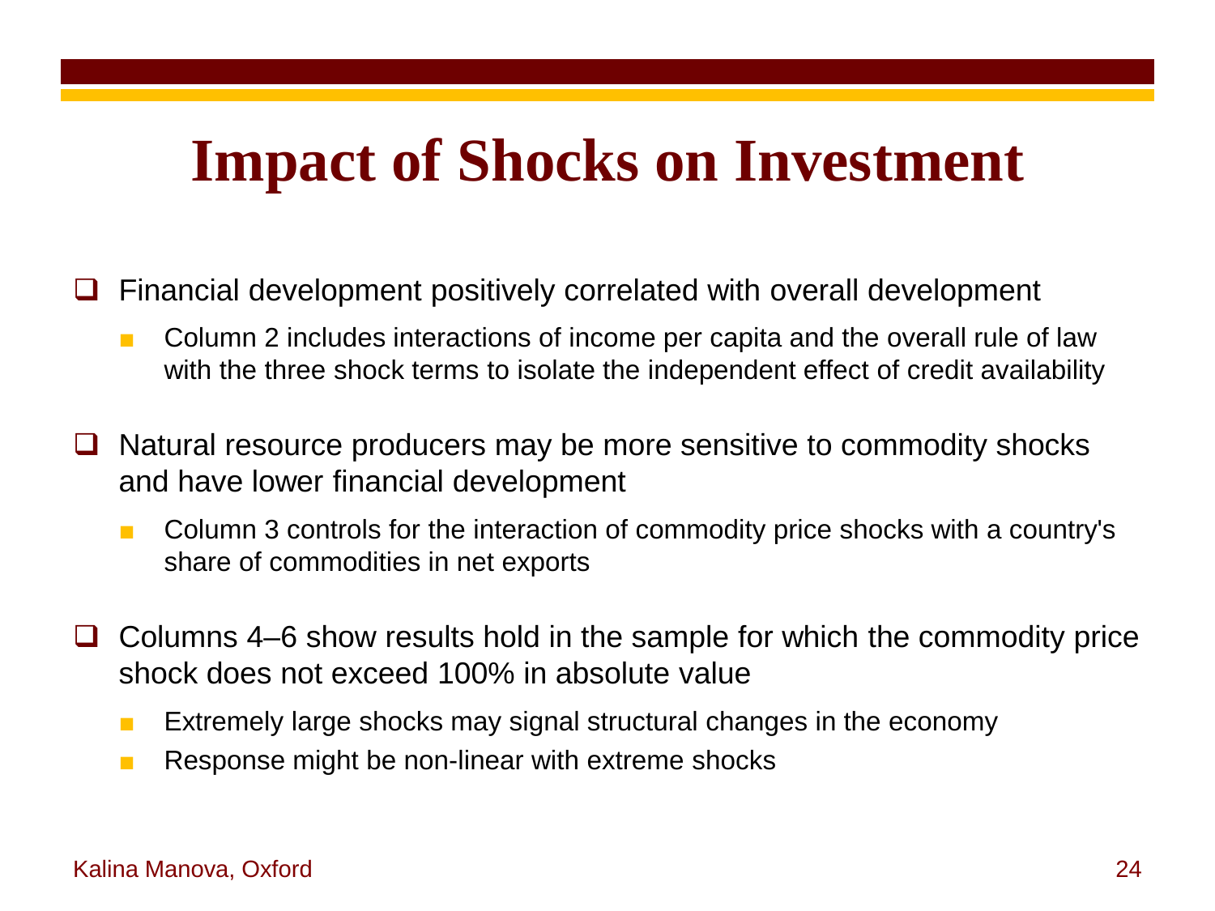# Impact of Shocks on Investment

- Financial development positively correlated with overall development
  - Column 2 includes interactions of income per capita and the overall rule of law with the three shock terms to isolate the independent effect of credit availability
- Natural resource producers may be more sensitive to commodity shocks and have lower financial development
  - Column 3 controls for the interaction of commodity price shocks with a country's share of commodities in net exports
- Columns 4–6 show results hold in the sample for which the commodity price shock does not exceed 100% in absolute value
  - Extremely large shocks may signal structural changes in the economy
  - Response might be non-linear with extreme shocks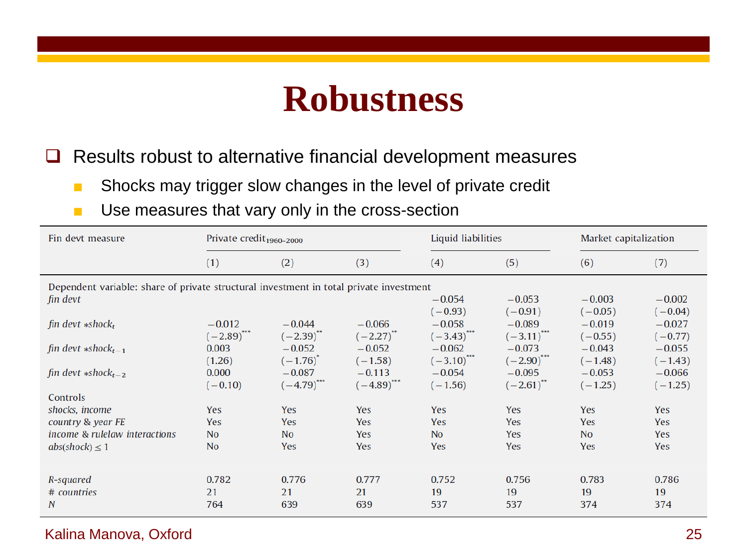# Robustness

- Results robust to alternative financial development measures
  - Shocks may trigger slow changes in the level of private credit
  - Use measures that vary only in the cross-section

| Fin devt measure | Private credit$_{1960\text{–}2000}$ | | | Liquid liabilities | | Market capitalization | |
|---|---|---|---|---|---|---|---|
| | (1) | (2) | (3) | (4) | (5) | (6) | (7) |
| Dependent variable: share of private structural investment in total private investment | | | | | | | |
| *fin devt* | | | | −0.054 | −0.053 | −0.003 | −0.002 |
| | | | | (−0.93) | (−0.91) | (−0.05) | (−0.04) |
| *fin devt* $*shock_t$ | −0.012 | −0.044 | −0.066 | −0.058 | −0.089 | −0.019 | −0.027 |
| | (−2.89)*** | (−2.39)** | (−2.27)** | (−3.43)*** | (−3.11)*** | (−0.55) | (−0.77) |
| *fin devt* $*shock_{t-1}$ | 0.003 | −0.052 | −0.052 | −0.062 | −0.073 | −0.043 | −0.055 |
| | (1.26) | (−1.76)* | (−1.58) | (−3.10)*** | (−2.90)*** | (−1.48) | (−1.43) |
| *fin devt* $*shock_{t-2}$ | 0.000 | −0.087 | −0.113 | −0.054 | −0.095 | −0.053 | −0.066 |
| | (−0.10) | (−4.79)*** | (−4.89)*** | (−1.56) | (−2.61)** | (−1.25) | (−1.25) |
| Controls | | | | | | | |
| *shocks, income* | Yes | Yes | Yes | Yes | Yes | Yes | Yes |
| *country & year FE* | Yes | Yes | Yes | Yes | Yes | Yes | Yes |
| *income & rulelaw interactions* | No | No | Yes | No | Yes | No | Yes |
| *abs(shock)* $\leq 1$ | No | Yes | Yes | Yes | Yes | Yes | Yes |
| *R-squared* | 0.782 | 0.776 | 0.777 | 0.752 | 0.756 | 0.783 | 0.786 |
| *# countries* | 21 | 21 | 21 | 19 | 19 | 19 | 19 |
| *N* | 764 | 639 | 639 | 537 | 537 | 374 | 374 |

Kalina Manova, Oxford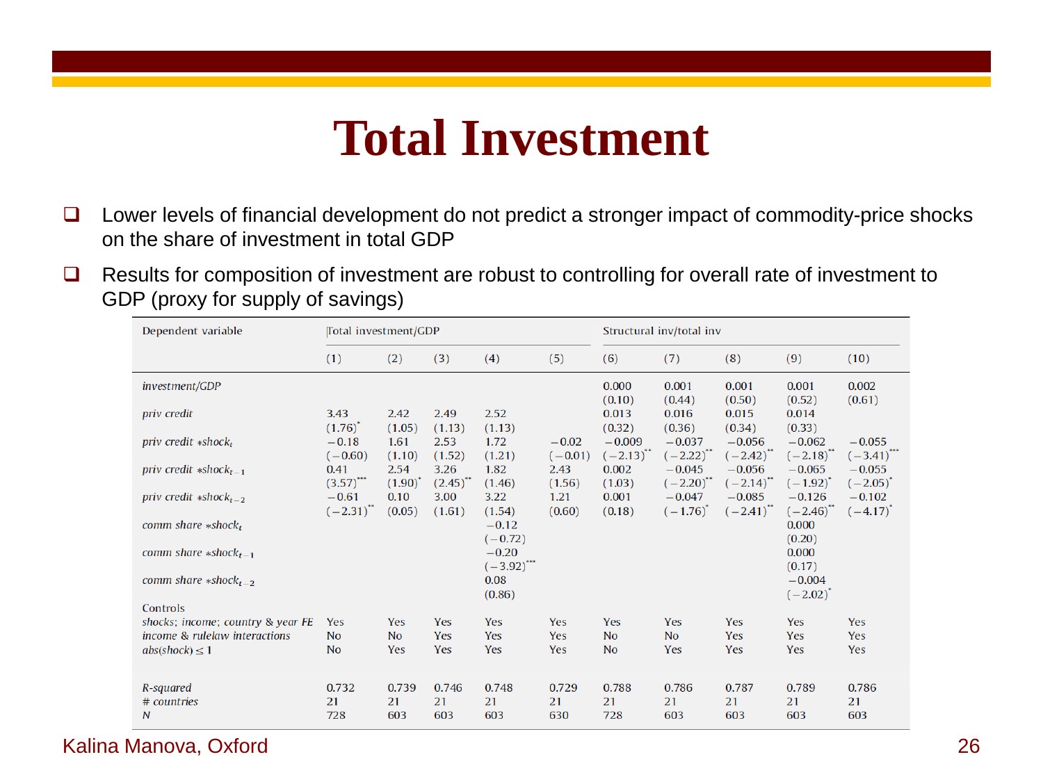# Total Investment

- Lower levels of financial development do not predict a stronger impact of commodity-price shocks on the share of investment in total GDP
- Results for composition of investment are robust to controlling for overall rate of investment to GDP (proxy for supply of savings)

| Dependent variable | Total investment/GDP | | | | | Structural inv/total inv | | | | |
|---|---|---|---|---|---|---|---|---|---|---|
| | (1) | (2) | (3) | (4) | (5) | (6) | (7) | (8) | (9) | (10) |
| *investment/GDP* | | | | | | 0.000 | 0.001 | 0.001 | 0.001 | 0.002 |
| | | | | | | (0.10) | (0.44) | (0.50) | (0.52) | (0.61) |
| *priv credit* | 3.43 | 2.42 | 2.49 | 2.52 | | 0.013 | 0.016 | 0.015 | 0.014 | |
| | (1.76)* | (1.05) | (1.13) | (1.13) | | (0.32) | (0.36) | (0.34) | (0.33) | |
| *priv credit* $*shock_t$ | −0.18 | 1.61 | 2.53 | 1.72 | −0.02 | −0.009 | −0.037 | −0.056 | −0.062 | −0.055 |
| | (−0.60) | (1.10) | (1.52) | (1.21) | (−0.01) | (−2.13)** | (−2.22)** | (−2.42)** | (−2.18)** | (−3.41)*** |
| *priv credit* $*shock_{t-1}$ | 0.41 | 2.54 | 3.26 | 1.82 | 2.43 | 0.002 | −0.045 | −0.056 | −0.065 | −0.055 |
| | (3.57)*** | (1.90)* | (2.45)** | (1.46) | (1.56) | (1.03) | (−2.20)** | (−2.14)** | (−1.92)* | (−2.05)* |
| *priv credit* $*shock_{t-2}$ | −0.61 | 0.10 | 3.00 | 3.22 | 1.21 | 0.001 | −0.047 | −0.085 | −0.126 | −0.102 |
| | (−2.31)** | (0.05) | (1.61) | (1.54) | (0.60) | (0.18) | (−1.76)* | (−2.41)** | (−2.46)** | (−4.17)* |
| *comm share* $*shock_t$ | | | | −0.12 | | | | | 0.000 | |
| | | | | (−0.72) | | | | | (0.20) | |
| *comm share* $*shock_{t-1}$ | | | | −0.20 | | | | | 0.000 | |
| | | | | (−3.92)*** | | | | | (0.17) | |
| *comm share* $*shock_{t-2}$ | | | | 0.08 | | | | | −0.004 | |
| | | | | (0.86) | | | | | (−2.02)* | |
| Controls | | | | | | | | | | |
| *shocks; income; country & year FE* | Yes | Yes | Yes | Yes | Yes | Yes | Yes | Yes | Yes | Yes |
| *income & rulelaw interactions* | No | No | Yes | Yes | Yes | No | No | Yes | Yes | Yes |
| *abs(shock)* $\leq 1$ | No | Yes | Yes | Yes | Yes | No | Yes | Yes | Yes | Yes |
| *R-squared* | 0.732 | 0.739 | 0.746 | 0.748 | 0.729 | 0.788 | 0.786 | 0.787 | 0.789 | 0.786 |
| *# countries* | 21 | 21 | 21 | 21 | 21 | 21 | 21 | 21 | 21 | 21 |
| *N* | 728 | 603 | 603 | 603 | 630 | 728 | 603 | 603 | 603 | 603 |

Kalina Manova, Oxford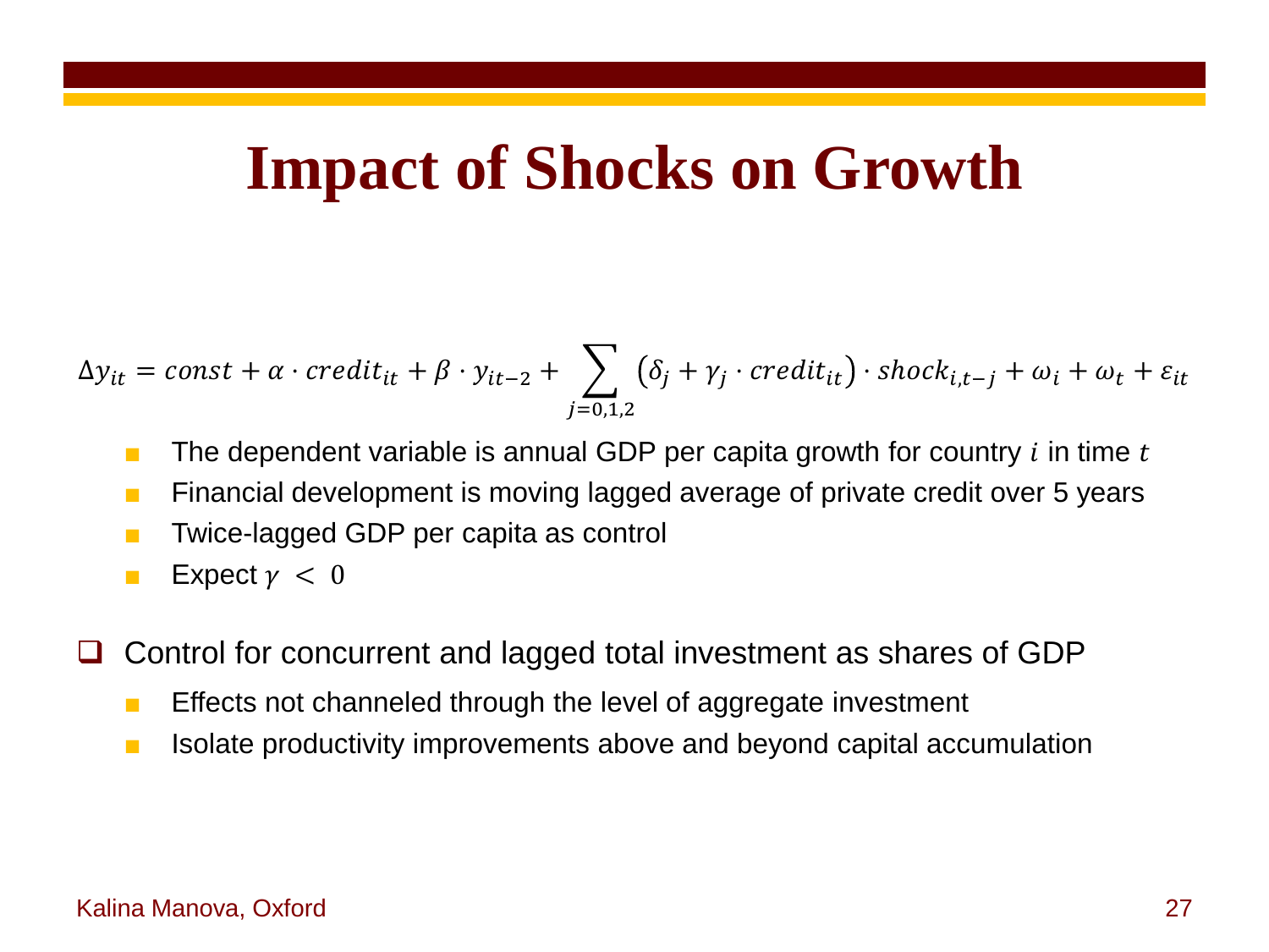# Impact of Shocks on Growth

$$\Delta y_{it} = const + \alpha \cdot credit_{it} + \beta \cdot y_{it-2} + \sum_{j=0,1,2} \left(\delta_j + \gamma_j \cdot credit_{it}\right) \cdot shock_{i,t-j} + \omega_i + \omega_t + \varepsilon_{it}$$

- The dependent variable is annual GDP per capita growth for country $i$ in time $t$
- Financial development is moving lagged average of private credit over 5 years
- Twice-lagged GDP per capita as control
- Expect $\gamma < 0$

- Control for concurrent and lagged total investment as shares of GDP
  - Effects not channeled through the level of aggregate investment
  - Isolate productivity improvements above and beyond capital accumulation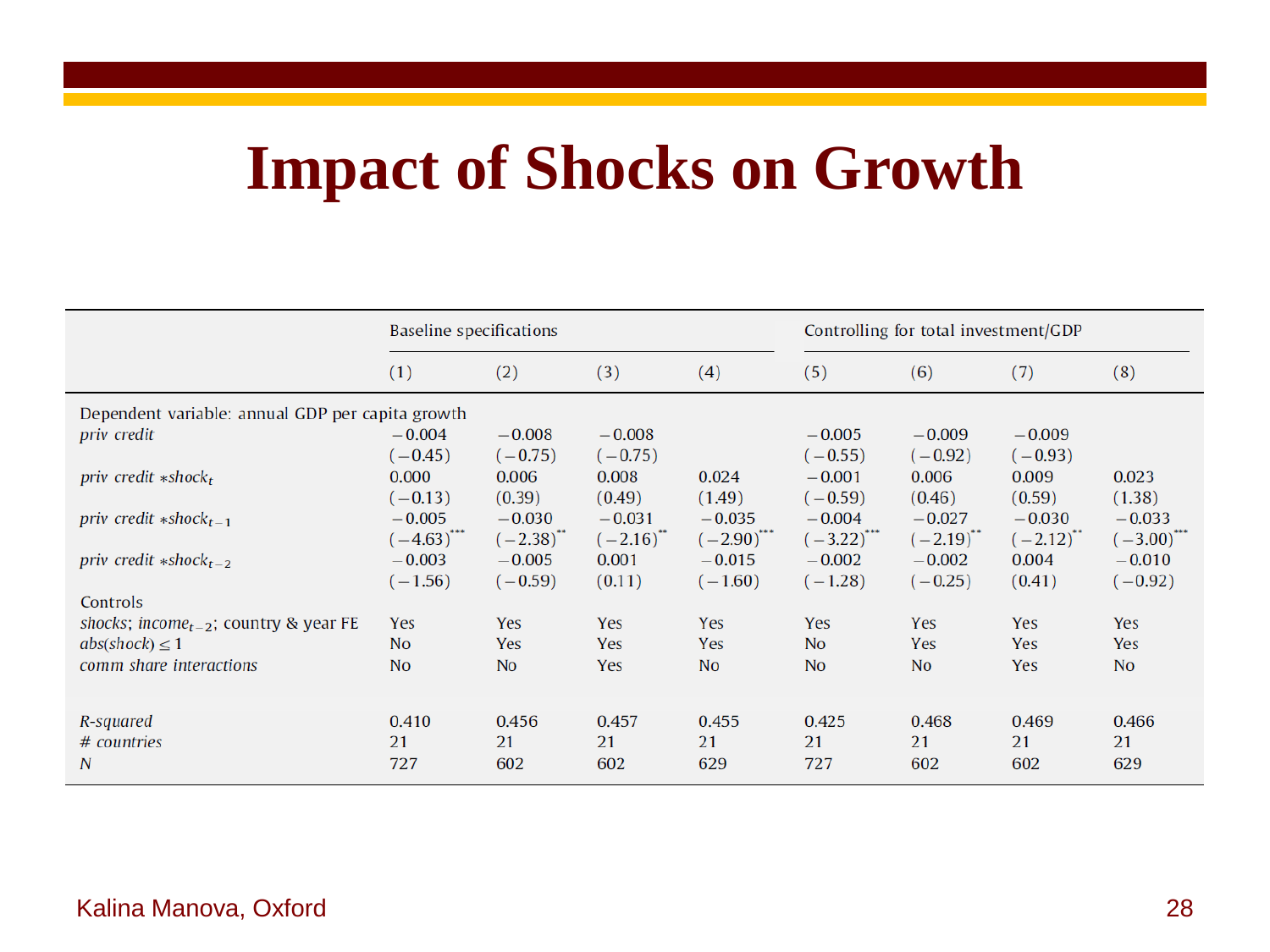# Impact of Shocks on Growth

| | Baseline specifications | | | | Controlling for total investment/GDP | | | |
|---|---|---|---|---|---|---|---|---|
| | (1) | (2) | (3) | (4) | (5) | (6) | (7) | (8) |
| Dependent variable: annual GDP per capita growth | | | | | | | | |
| *priv credit* | −0.004 | −0.008 | −0.008 | | −0.005 | −0.009 | −0.009 | |
| | (−0.45) | (−0.75) | (−0.75) | | (−0.55) | (−0.92) | (−0.93) | |
| *priv credit* $*shock_t$ | 0.000 | 0.006 | 0.008 | 0.024 | −0.001 | 0.006 | 0.009 | 0.023 |
| | (−0.13) | (0.39) | (0.49) | (1.49) | (−0.59) | (0.46) | (0.59) | (1.38) |
| *priv credit* $*shock_{t-1}$ | −0.005 | −0.030 | −0.031 | −0.035 | −0.004 | −0.027 | −0.030 | −0.033 |
| | (−4.63)*** | (−2.38)** | (−2.16)** | (−2.90)*** | (−3.22)*** | (−2.19)** | (−2.12)** | (−3.00)*** |
| *priv credit* $*shock_{t-2}$ | −0.003 | −0.005 | 0.001 | −0.015 | −0.002 | −0.002 | 0.004 | −0.010 |
| | (−1.56) | (−0.59) | (0.11) | (−1.60) | (−1.28) | (−0.25) | (0.41) | (−0.92) |
| Controls | | | | | | | | |
| *shocks*; $income_{t-2}$; country & year FE | Yes | Yes | Yes | Yes | Yes | Yes | Yes | Yes |
| *abs(shock)* $\leq 1$ | No | Yes | Yes | Yes | No | Yes | Yes | Yes |
| *comm share interactions* | No | No | Yes | No | No | No | Yes | No |
| *R-squared* | 0.410 | 0.456 | 0.457 | 0.455 | 0.425 | 0.468 | 0.469 | 0.466 |
| *# countries* | 21 | 21 | 21 | 21 | 21 | 21 | 21 | 21 |
| *N* | 727 | 602 | 602 | 629 | 727 | 602 | 602 | 629 |

Kalina Manova, Oxford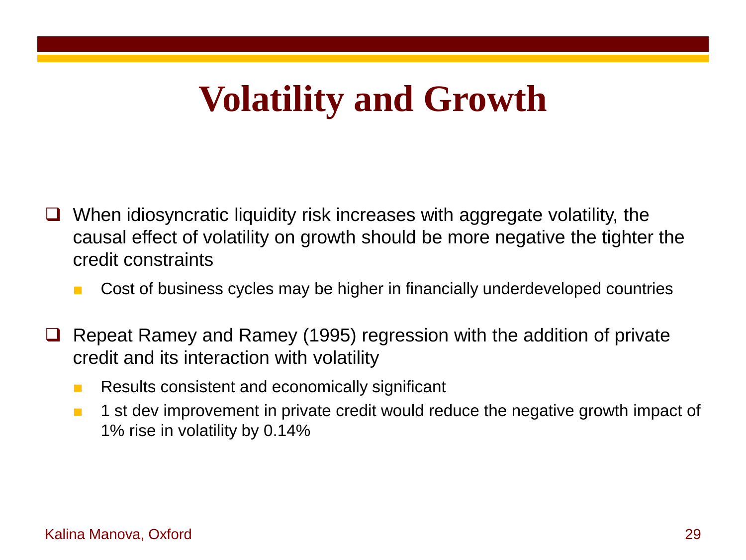# Volatility and Growth

- When idiosyncratic liquidity risk increases with aggregate volatility, the causal effect of volatility on growth should be more negative the tighter the credit constraints
  - Cost of business cycles may be higher in financially underdeveloped countries
- Repeat Ramey and Ramey (1995) regression with the addition of private credit and its interaction with volatility
  - Results consistent and economically significant
  - 1 st dev improvement in private credit would reduce the negative growth impact of 1% rise in volatility by 0.14%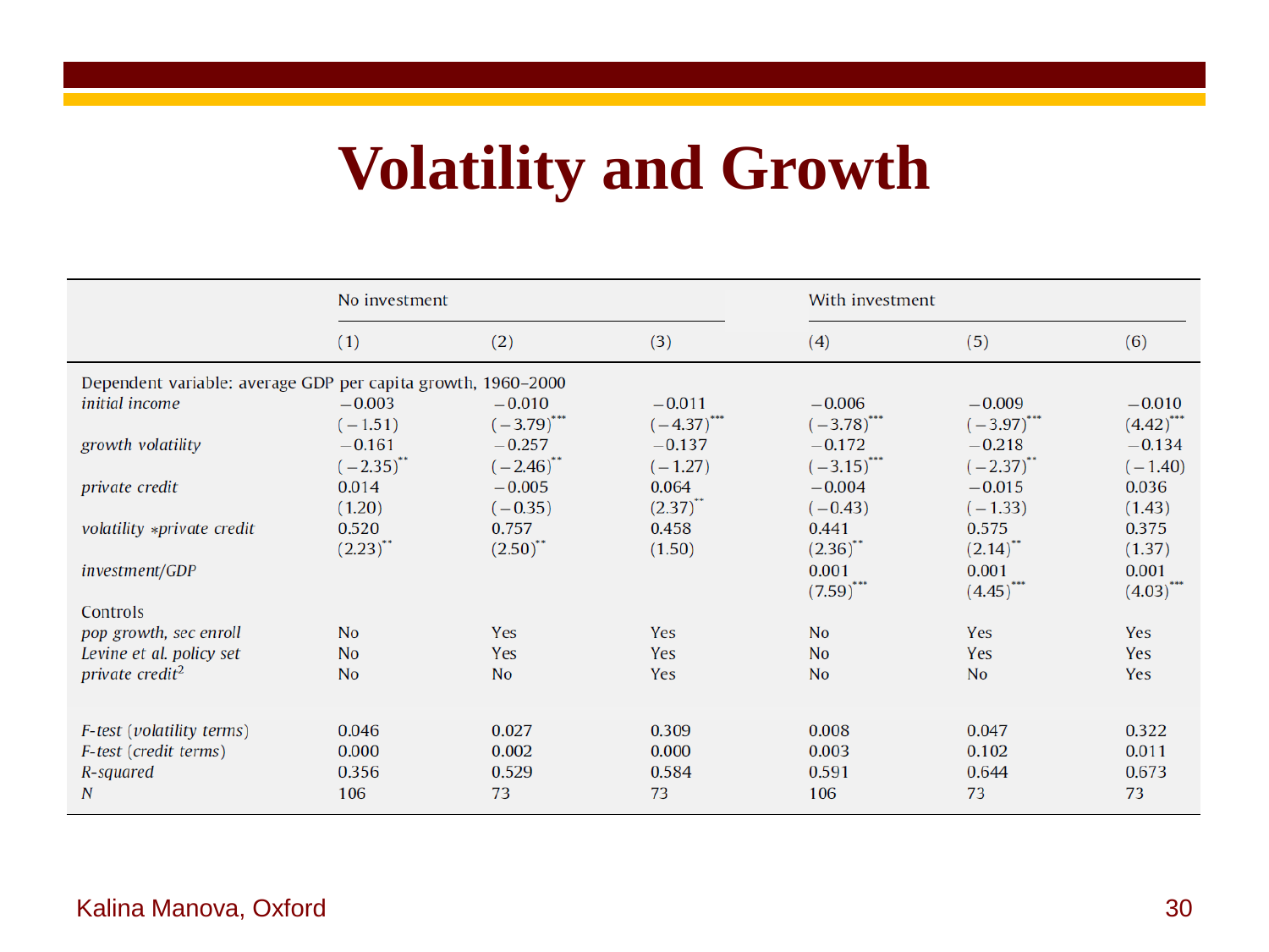# Volatility and Growth

| | No investment | | | With investment | | |
|---|---|---|---|---|---|---|
| | (1) | (2) | (3) | (4) | (5) | (6) |
| Dependent variable: average GDP per capita growth, 1960–2000 | | | | | | |
| *initial income* | −0.003 | −0.010 | −0.011 | −0.006 | −0.009 | −0.010 |
| | (−1.51) | (−3.79)*** | (−4.37)*** | (−3.78)*** | (−3.97)*** | (4.42)*** |
| *growth volatility* | −0.161 | −0.257 | −0.137 | −0.172 | −0.218 | −0.134 |
| | (−2.35)** | (−2.46)** | (−1.27) | (−3.15)*** | (−2.37)** | (−1.40) |
| *private credit* | 0.014 | −0.005 | 0.064 | −0.004 | −0.015 | 0.036 |
| | (1.20) | (−0.35) | (2.37)** | (−0.43) | (−1.33) | (1.43) |
| *volatility *private credit* | 0.520 | 0.757 | 0.458 | 0.441 | 0.575 | 0.375 |
| | (2.23)** | (2.50)** | (1.50) | (2.36)** | (2.14)** | (1.37) |
| *investment/GDP* | | | | 0.001 | 0.001 | 0.001 |
| | | | | (7.59)*** | (4.45)*** | (4.03)*** |
| Controls | | | | | | |
| *pop growth, sec enroll* | No | Yes | Yes | No | Yes | Yes |
| *Levine et al. policy set* | No | Yes | Yes | No | Yes | Yes |
| *private credit*$^2$ | No | No | Yes | No | No | Yes |
| *F-test (volatility terms)* | 0.046 | 0.027 | 0.309 | 0.008 | 0.047 | 0.322 |
| *F-test (credit terms)* | 0.000 | 0.002 | 0.000 | 0.003 | 0.102 | 0.011 |
| *R-squared* | 0.356 | 0.529 | 0.584 | 0.591 | 0.644 | 0.673 |
| *N* | 106 | 73 | 73 | 106 | 73 | 73 |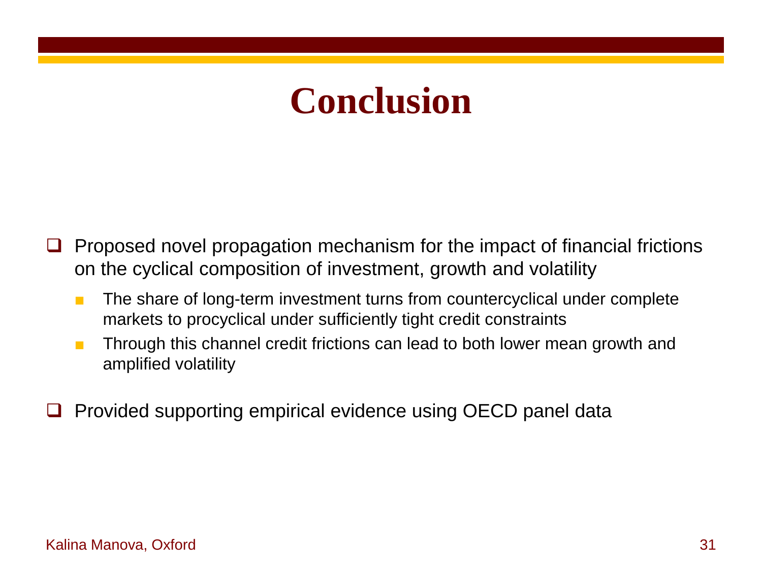# Conclusion

- Proposed novel propagation mechanism for the impact of financial frictions on the cyclical composition of investment, growth and volatility
  - The share of long-term investment turns from countercyclical under complete markets to procyclical under sufficiently tight credit constraints
  - Through this channel credit frictions can lead to both lower mean growth and amplified volatility
- Provided supporting empirical evidence using OECD panel data